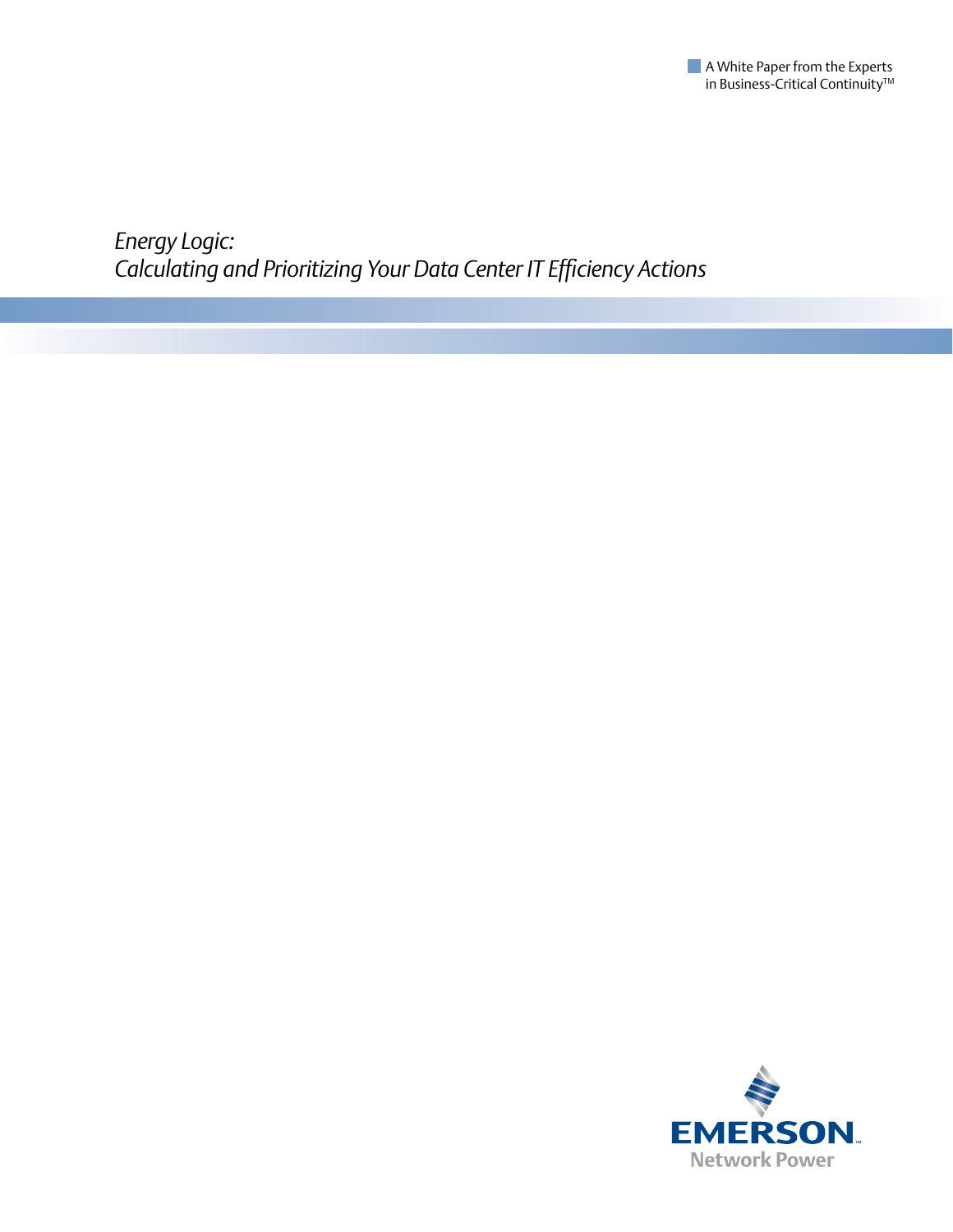A White Paper from the Experts in Business-Critical Continuity™

# *Energy Logic: Calculating and Prioritizing Your Data Center IT Efficiency Actions*

EMERSON. Network Power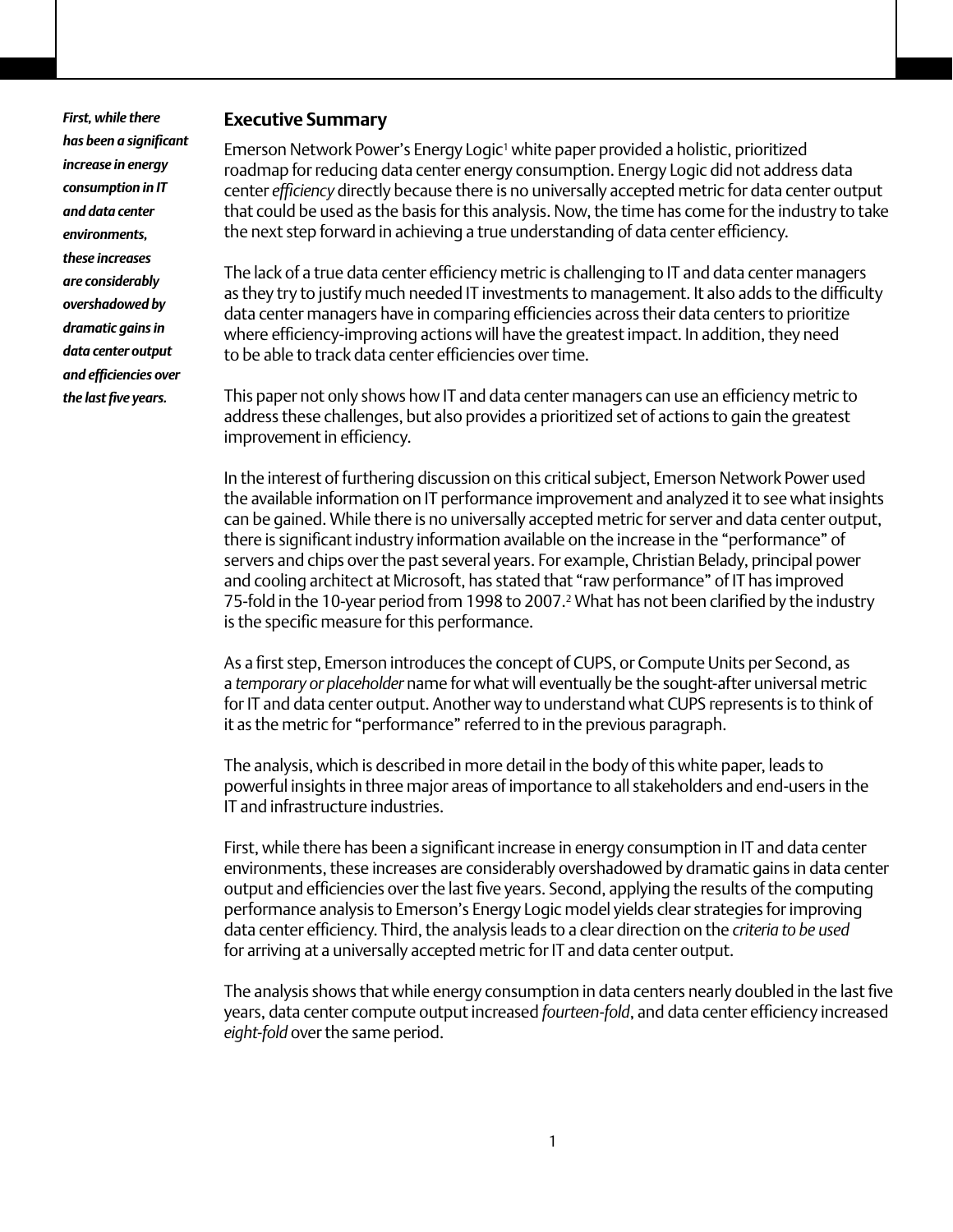*First, while there has been a significant increase in energy consumption in IT and data center environments, these increases are considerably overshadowed by dramatic gains in data center output and efficiencies over the last five years.*

## Executive Summary

Emerson Network Power's Energy Logic[1] white paper provided a holistic, prioritized roadmap for reducing data center energy consumption. Energy Logic did not address data center *efficiency* directly because there is no universally accepted metric for data center output that could be used as the basis for this analysis. Now, the time has come for the industry to take the next step forward in achieving a true understanding of data center efficiency.

The lack of a true data center efficiency metric is challenging to IT and data center managers as they try to justify much needed IT investments to management. It also adds to the difficulty data center managers have in comparing efficiencies across their data centers to prioritize where efficiency-improving actions will have the greatest impact. In addition, they need to be able to track data center efficiencies over time.

This paper not only shows how IT and data center managers can use an efficiency metric to address these challenges, but also provides a prioritized set of actions to gain the greatest improvement in efficiency.

In the interest of furthering discussion on this critical subject, Emerson Network Power used the available information on IT performance improvement and analyzed it to see what insights can be gained. While there is no universally accepted metric for server and data center output, there is significant industry information available on the increase in the "performance" of servers and chips over the past several years. For example, Christian Belady, principal power and cooling architect at Microsoft, has stated that "raw performance" of IT has improved 75-fold in the 10-year period from 1998 to 2007.[2] What has not been clarified by the industry is the specific measure for this performance.

As a first step, Emerson introduces the concept of CUPS, or Compute Units per Second, as a *temporary or placeholder* name for what will eventually be the sought-after universal metric for IT and data center output. Another way to understand what CUPS represents is to think of it as the metric for "performance" referred to in the previous paragraph.

The analysis, which is described in more detail in the body of this white paper, leads to powerful insights in three major areas of importance to all stakeholders and end-users in the IT and infrastructure industries.

First, while there has been a significant increase in energy consumption in IT and data center environments, these increases are considerably overshadowed by dramatic gains in data center output and efficiencies over the last five years. Second, applying the results of the computing performance analysis to Emerson's Energy Logic model yields clear strategies for improving data center efficiency. Third, the analysis leads to a clear direction on the *criteria to be used* for arriving at a universally accepted metric for IT and data center output.

The analysis shows that while energy consumption in data centers nearly doubled in the last five years, data center compute output increased *fourteen-fold*, and data center efficiency increased *eight-fold* over the same period.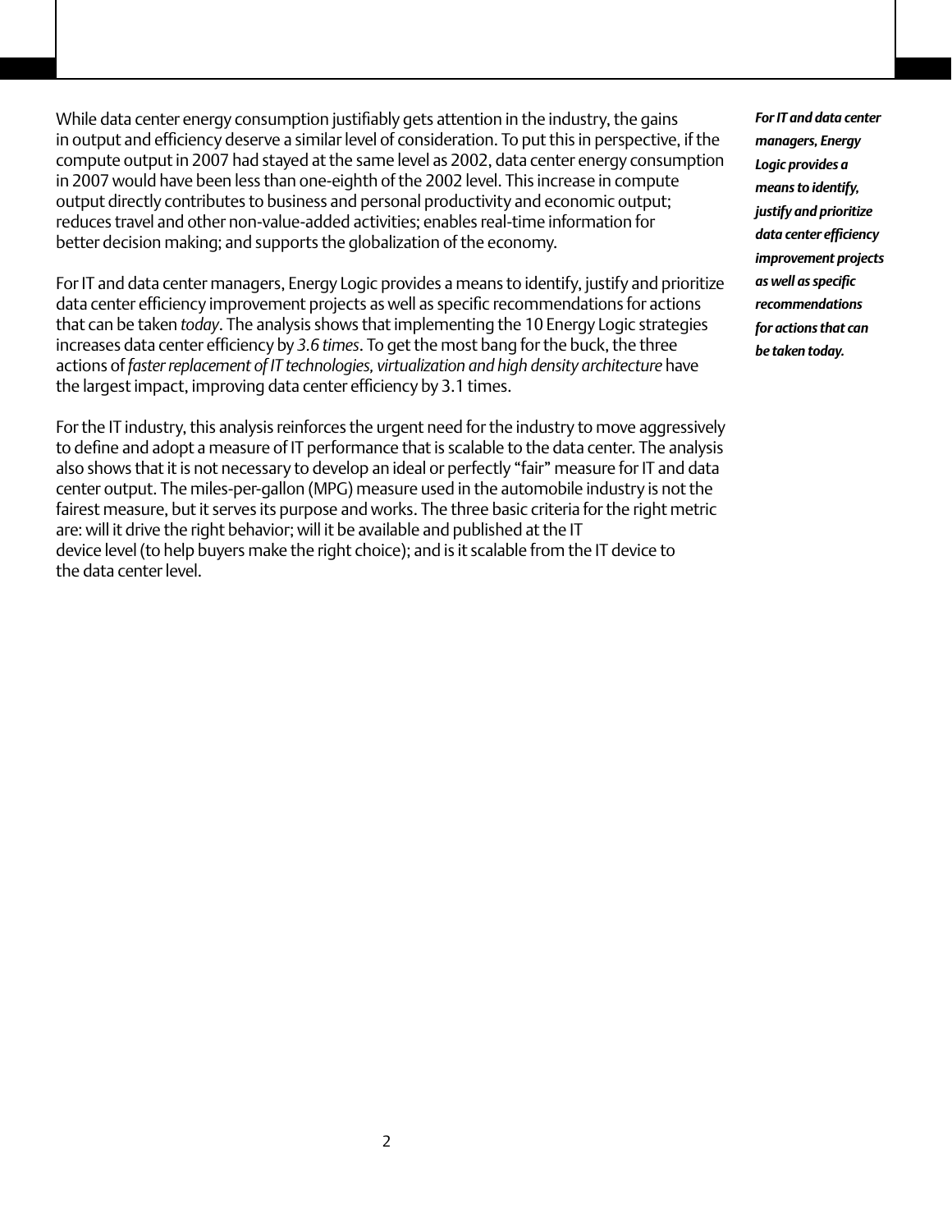While data center energy consumption justifiably gets attention in the industry, the gains in output and efficiency deserve a similar level of consideration. To put this in perspective, if the compute output in 2007 had stayed at the same level as 2002, data center energy consumption in 2007 would have been less than one-eighth of the 2002 level. This increase in compute output directly contributes to business and personal productivity and economic output; reduces travel and other non-value-added activities; enables real-time information for better decision making; and supports the globalization of the economy.

***For IT and data center managers, Energy Logic provides a means to identify, justify and prioritize data center efficiency improvement projects as well as specific recommendations for actions that can be taken today.***

For IT and data center managers, Energy Logic provides a means to identify, justify and prioritize data center efficiency improvement projects as well as specific recommendations for actions that can be taken *today*. The analysis shows that implementing the 10 Energy Logic strategies increases data center efficiency by *3.6 times*. To get the most bang for the buck, the three actions of *faster replacement of IT technologies, virtualization and high density architecture* have the largest impact, improving data center efficiency by 3.1 times.

For the IT industry, this analysis reinforces the urgent need for the industry to move aggressively to define and adopt a measure of IT performance that is scalable to the data center. The analysis also shows that it is not necessary to develop an ideal or perfectly "fair" measure for IT and data center output. The miles-per-gallon (MPG) measure used in the automobile industry is not the fairest measure, but it serves its purpose and works. The three basic criteria for the right metric are: will it drive the right behavior; will it be available and published at the IT device level (to help buyers make the right choice); and is it scalable from the IT device to the data center level.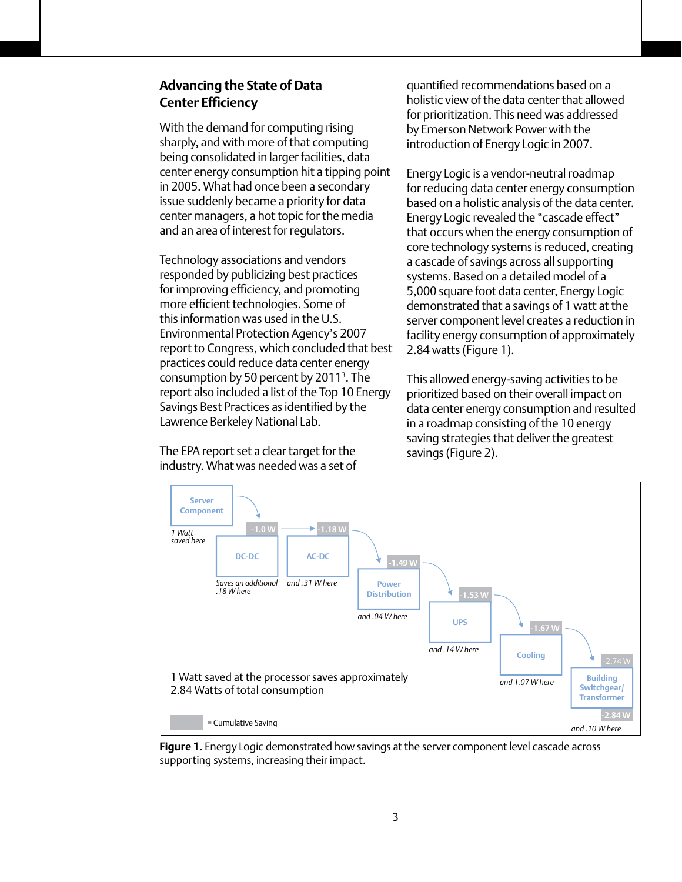## Advancing the State of Data Center Efficiency

With the demand for computing rising sharply, and with more of that computing being consolidated in larger facilities, data center energy consumption hit a tipping point in 2005. What had once been a secondary issue suddenly became a priority for data center managers, a hot topic for the media and an area of interest for regulators.

Technology associations and vendors responded by publicizing best practices for improving efficiency, and promoting more efficient technologies. Some of this information was used in the U.S. Environmental Protection Agency's 2007 report to Congress, which concluded that best practices could reduce data center energy consumption by 50 percent by 2011[3]. The report also included a list of the Top 10 Energy Savings Best Practices as identified by the Lawrence Berkeley National Lab.

The EPA report set a clear target for the industry. What was needed was a set of quantified recommendations based on a holistic view of the data center that allowed for prioritization. This need was addressed by Emerson Network Power with the introduction of Energy Logic in 2007.

Energy Logic is a vendor-neutral roadmap for reducing data center energy consumption based on a holistic analysis of the data center. Energy Logic revealed the "cascade effect" that occurs when the energy consumption of core technology systems is reduced, creating a cascade of savings across all supporting systems. Based on a detailed model of a 5,000 square foot data center, Energy Logic demonstrated that a savings of 1 watt at the server component level creates a reduction in facility energy consumption of approximately 2.84 watts (Figure 1).

This allowed energy-saving activities to be prioritized based on their overall impact on data center energy consumption and resulted in a roadmap consisting of the 10 energy saving strategies that deliver the greatest savings (Figure 2).

| Stage | Saving at this stage | Cumulative Saving |
|---|---|---|
| Server Component | 1 Watt saved here | -1.0 W |
| DC-DC | Saves an additional .18 W here | -1.18 W |
| AC-DC | and .31 W here | -1.49 W |
| Power Distribution | and .04 W here | -1.53 W |
| UPS | and .14 W here | -1.67 W |
| Cooling | and 1.07 W here | -2.74 W |
| Building Switchgear/ Transformer | and .10 W here | -2.84 W |

1 Watt saved at the processor saves approximately 2.84 Watts of total consumption

= Cumulative Saving

**Figure 1.** Energy Logic demonstrated how savings at the server component level cascade across supporting systems, increasing their impact.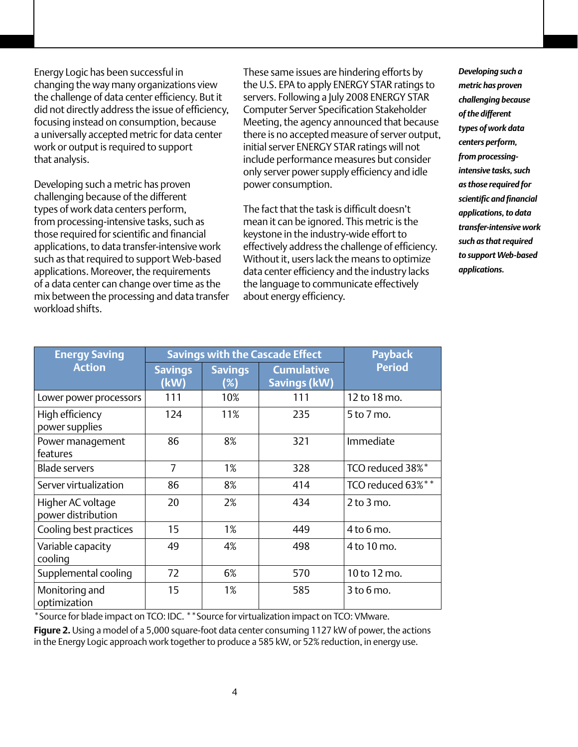Energy Logic has been successful in changing the way many organizations view the challenge of data center efficiency. But it did not directly address the issue of efficiency, focusing instead on consumption, because a universally accepted metric for data center work or output is required to support that analysis.

Developing such a metric has proven challenging because of the different types of work data centers perform, from processing-intensive tasks, such as those required for scientific and financial applications, to data transfer-intensive work such as that required to support Web-based applications. Moreover, the requirements of a data center can change over time as the mix between the processing and data transfer workload shifts.

These same issues are hindering efforts by the U.S. EPA to apply ENERGY STAR ratings to servers. Following a July 2008 ENERGY STAR Computer Server Specification Stakeholder Meeting, the agency announced that because there is no accepted measure of server output, initial server ENERGY STAR ratings will not include performance measures but consider only server power supply efficiency and idle power consumption.

The fact that the task is difficult doesn't mean it can be ignored. This metric is the keystone in the industry-wide effort to effectively address the challenge of efficiency. Without it, users lack the means to optimize data center efficiency and the industry lacks the language to communicate effectively about energy efficiency.

***Developing such a metric has proven challenging because of the different types of work data centers perform, from processing-intensive tasks, such as those required for scientific and financial applications, to data transfer-intensive work such as that required to support Web-based applications.***

| Energy Saving Action | Savings with the Cascade Effect | | | Payback Period |
|---|---|---|---|---|
| | Savings (kW) | Savings (%) | Cumulative Savings (kW) | |
| Lower power processors | 111 | 10% | 111 | 12 to 18 mo. |
| High efficiency power supplies | 124 | 11% | 235 | 5 to 7 mo. |
| Power management features | 86 | 8% | 321 | Immediate |
| Blade servers | 7 | 1% | 328 | TCO reduced 38%* |
| Server virtualization | 86 | 8% | 414 | TCO reduced 63%** |
| Higher AC voltage power distribution | 20 | 2% | 434 | 2 to 3 mo. |
| Cooling best practices | 15 | 1% | 449 | 4 to 6 mo. |
| Variable capacity cooling | 49 | 4% | 498 | 4 to 10 mo. |
| Supplemental cooling | 72 | 6% | 570 | 10 to 12 mo. |
| Monitoring and optimization | 15 | 1% | 585 | 3 to 6 mo. |

*Source for blade impact on TCO: IDC. **Source for virtualization impact on TCO: VMware.

**Figure 2.** Using a model of a 5,000 square-foot data center consuming 1127 kW of power, the actions in the Energy Logic approach work together to produce a 585 kW, or 52% reduction, in energy use.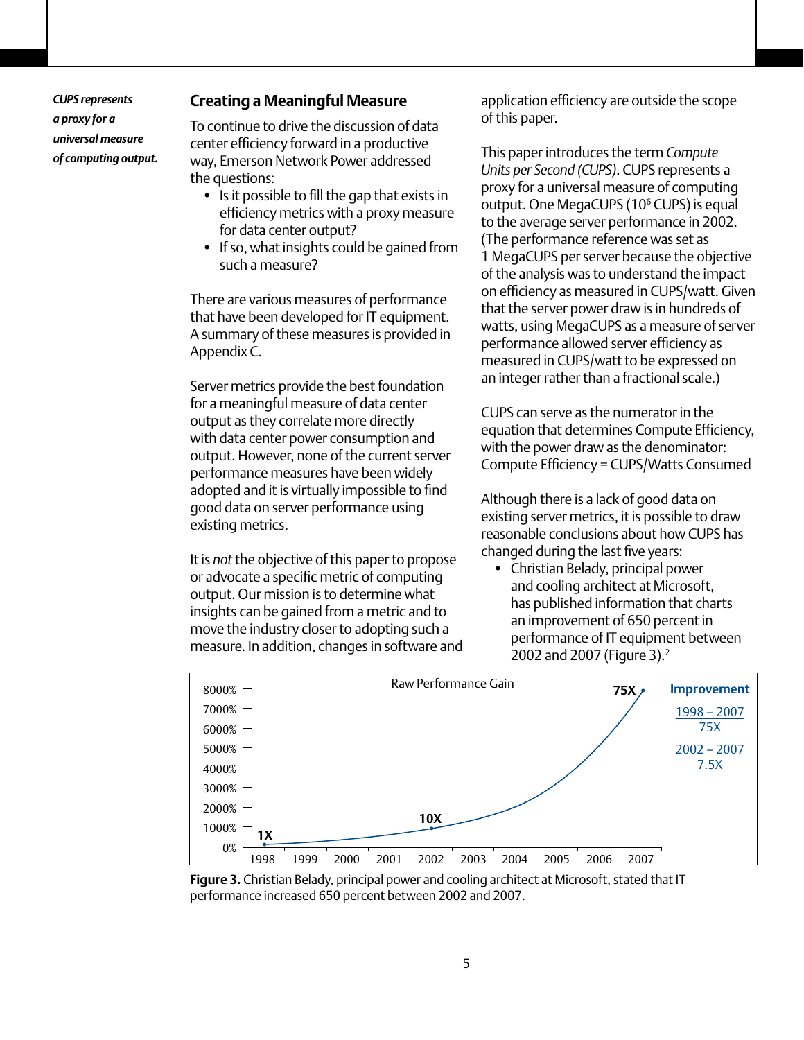*CUPS represents a proxy for a universal measure of computing output.*

## Creating a Meaningful Measure

To continue to drive the discussion of data center efficiency forward in a productive way, Emerson Network Power addressed the questions:

- Is it possible to fill the gap that exists in efficiency metrics with a proxy measure for data center output?
- If so, what insights could be gained from such a measure?

There are various measures of performance that have been developed for IT equipment. A summary of these measures is provided in Appendix C.

Server metrics provide the best foundation for a meaningful measure of data center output as they correlate more directly with data center power consumption and output. However, none of the current server performance measures have been widely adopted and it is virtually impossible to find good data on server performance using existing metrics.

It is *not* the objective of this paper to propose or advocate a specific metric of computing output. Our mission is to determine what insights can be gained from a metric and to move the industry closer to adopting such a measure. In addition, changes in software and application efficiency are outside the scope of this paper.

This paper introduces the term *Compute Units per Second (CUPS)*. CUPS represents a proxy for a universal measure of computing output. One MegaCUPS ($10^6$ CUPS) is equal to the average server performance in 2002. (The performance reference was set as 1 MegaCUPS per server because the objective of the analysis was to understand the impact on efficiency as measured in CUPS/watt. Given that the server power draw is in hundreds of watts, using MegaCUPS as a measure of server performance allowed server efficiency as measured in CUPS/watt to be expressed on an integer rather than a fractional scale.)

CUPS can serve as the numerator in the equation that determines Compute Efficiency, with the power draw as the denominator: Compute Efficiency = CUPS/Watts Consumed

Although there is a lack of good data on existing server metrics, it is possible to draw reasonable conclusions about how CUPS has changed during the last five years:

- Christian Belady, principal power and cooling architect at Microsoft, has published information that charts an improvement of 650 percent in performance of IT equipment between 2002 and 2007 (Figure 3).[2]

**Figure 3.** Christian Belady, principal power and cooling architect at Microsoft, stated that IT performance increased 650 percent between 2002 and 2007.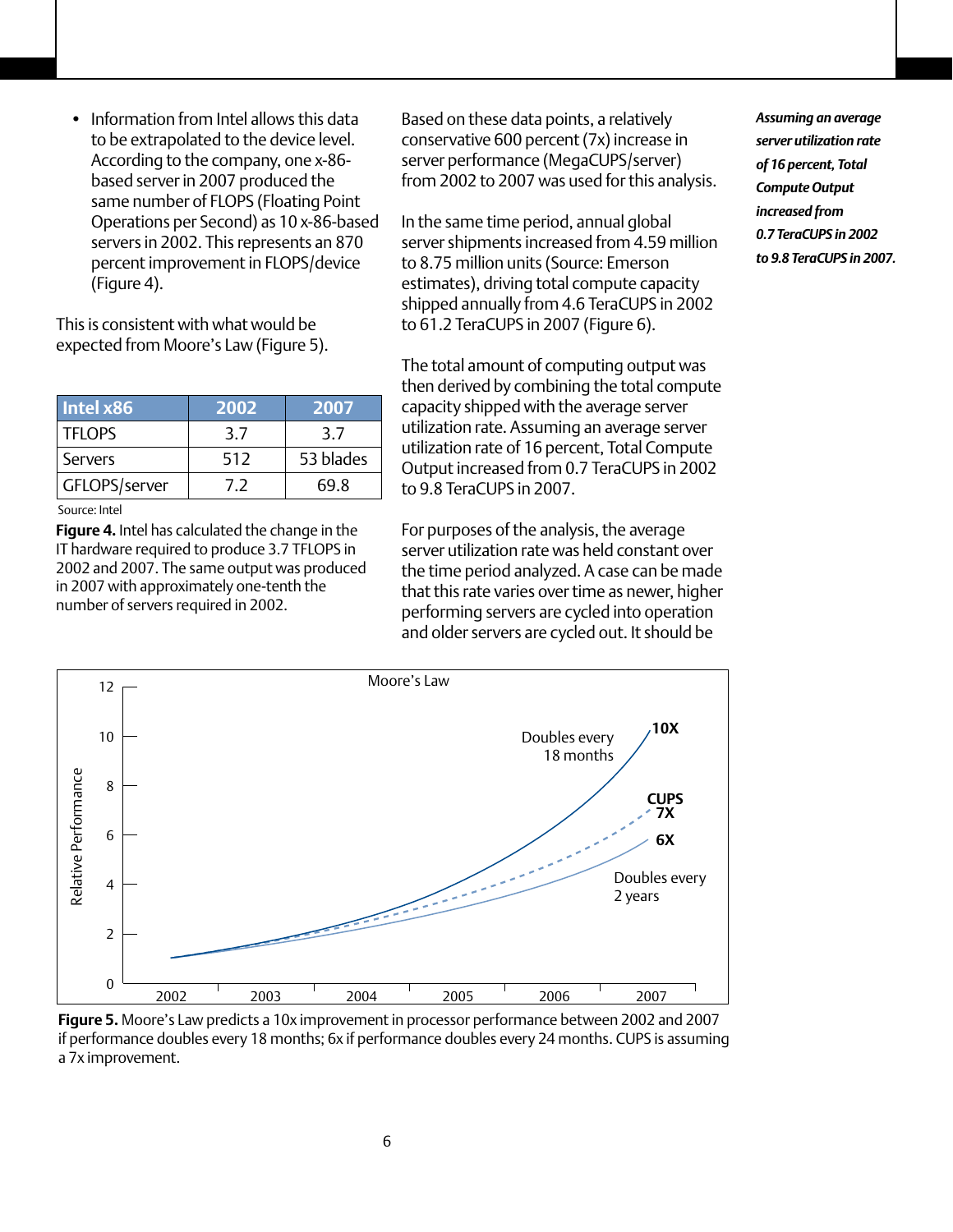- Information from Intel allows this data to be extrapolated to the device level. According to the company, one x-86-based server in 2007 produced the same number of FLOPS (Floating Point Operations per Second) as 10 x-86-based servers in 2002. This represents an 870 percent improvement in FLOPS/device (Figure 4).

This is consistent with what would be expected from Moore's Law (Figure 5).

| Intel x86 | 2002 | 2007 |
|---|---|---|
| TFLOPS | 3.7 | 3.7 |
| Servers | 512 | 53 blades |
| GFLOPS/server | 7.2 | 69.8 |

Source: Intel

**Figure 4.** Intel has calculated the change in the IT hardware required to produce 3.7 TFLOPS in 2002 and 2007. The same output was produced in 2007 with approximately one-tenth the number of servers required in 2002.

Based on these data points, a relatively conservative 600 percent (7x) increase in server performance (MegaCUPS/server) from 2002 to 2007 was used for this analysis.

In the same time period, annual global server shipments increased from 4.59 million to 8.75 million units (Source: Emerson estimates), driving total compute capacity shipped annually from 4.6 TeraCUPS in 2002 to 61.2 TeraCUPS in 2007 (Figure 6).

The total amount of computing output was then derived by combining the total compute capacity shipped with the average server utilization rate. Assuming an average server utilization rate of 16 percent, Total Compute Output increased from 0.7 TeraCUPS in 2002 to 9.8 TeraCUPS in 2007.

For purposes of the analysis, the average server utilization rate was held constant over the time period analyzed. A case can be made that this rate varies over time as newer, higher performing servers are cycled into operation and older servers are cycled out. It should be

***Assuming an average server utilization rate of 16 percent, Total Compute Output increased from 0.7 TeraCUPS in 2002 to 9.8 TeraCUPS in 2007.***

Moore's Law

| | 2002 | 2003 | 2004 | 2005 | 2006 | 2007 |
|---|---|---|---|---|---|---|

Relative Performance (0–12). Doubles every 18 months: 10X. CUPS 7X. Doubles every 2 years: 6X.

**Figure 5.** Moore's Law predicts a 10x improvement in processor performance between 2002 and 2007 if performance doubles every 18 months; 6x if performance doubles every 24 months. CUPS is assuming a 7x improvement.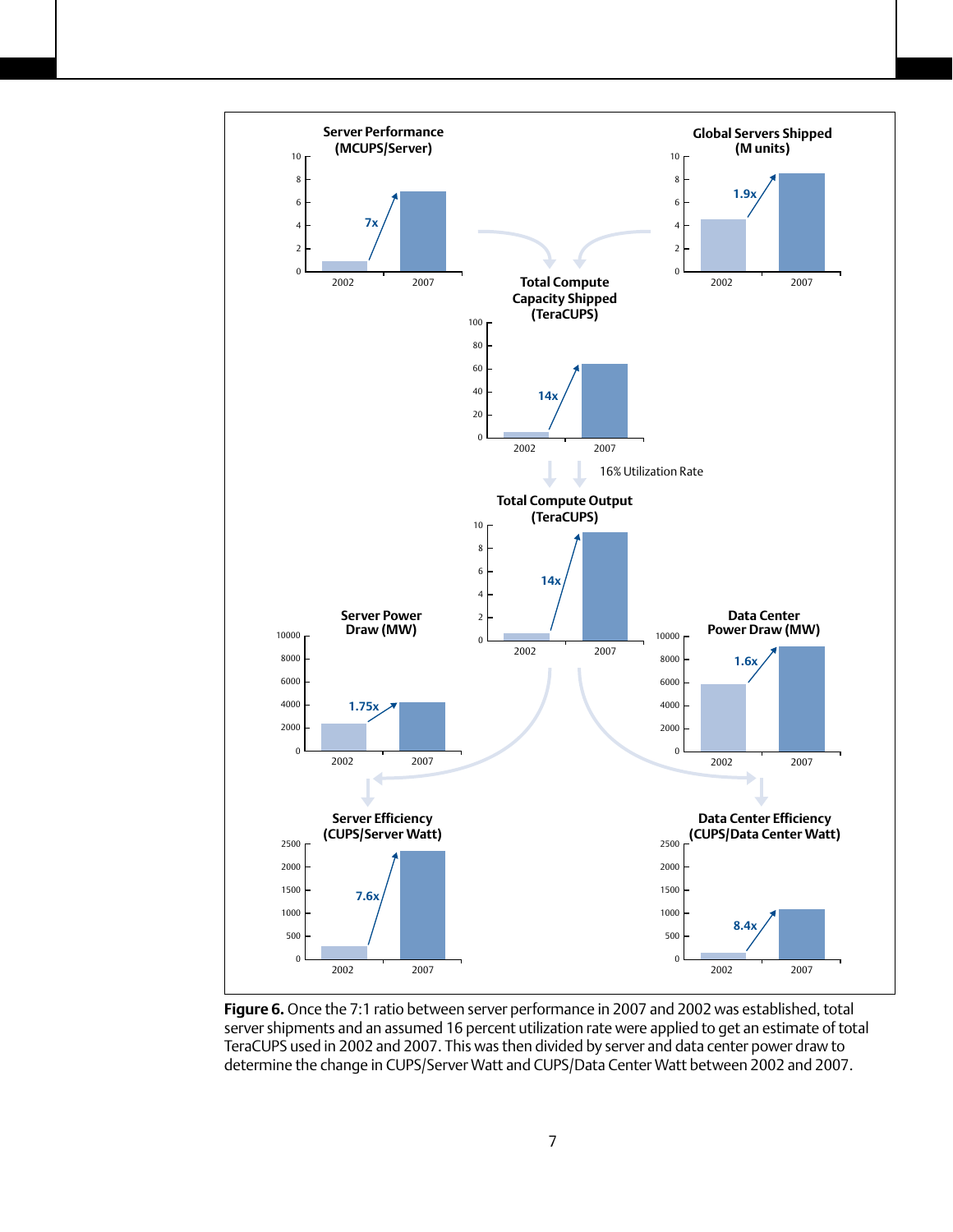**Figure 6.** Once the 7:1 ratio between server performance in 2007 and 2002 was established, total server shipments and an assumed 16 percent utilization rate were applied to get an estimate of total TeraCUPS used in 2002 and 2007. This was then divided by server and data center power draw to determine the change in CUPS/Server Watt and CUPS/Data Center Watt between 2002 and 2007.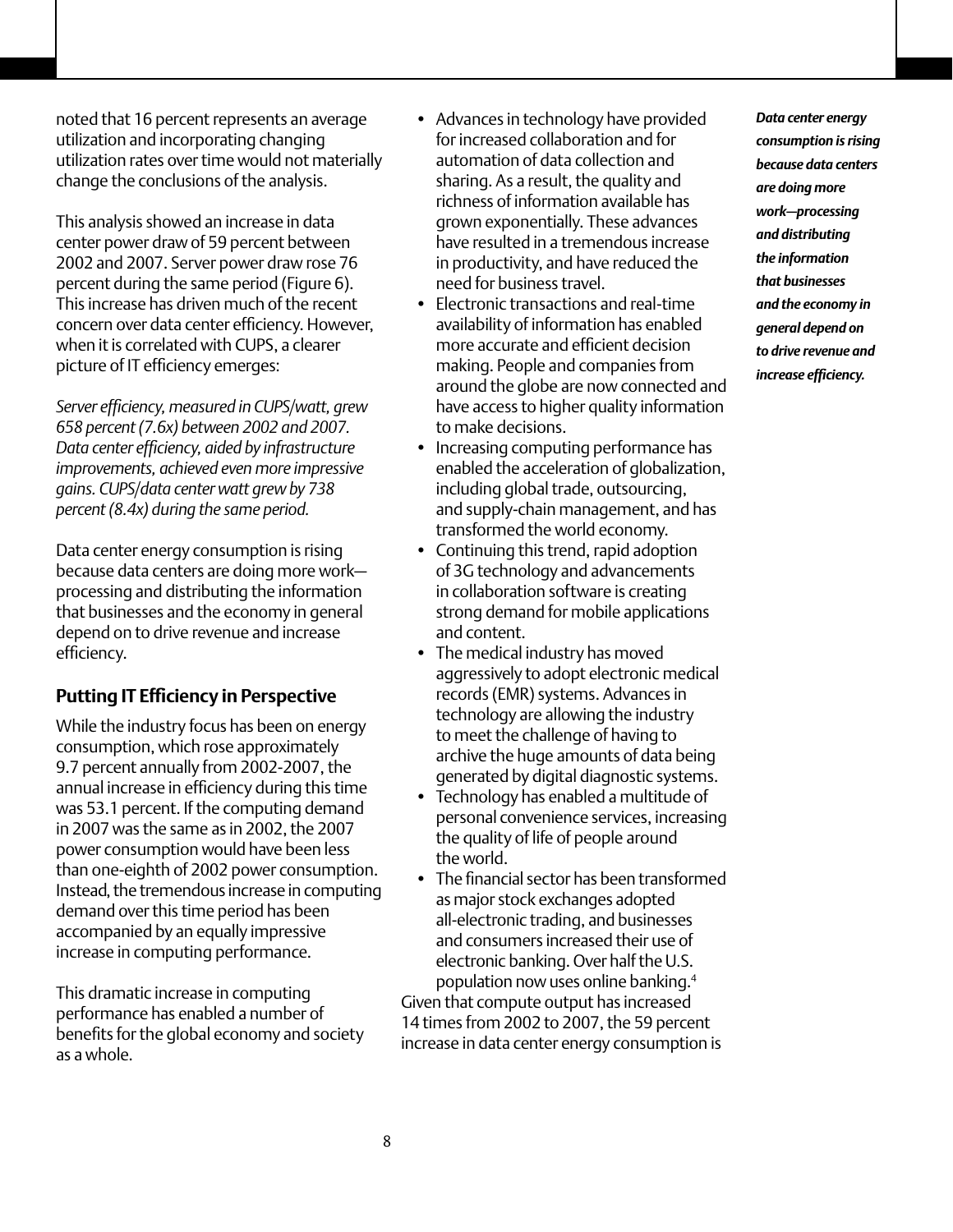noted that 16 percent represents an average utilization and incorporating changing utilization rates over time would not materially change the conclusions of the analysis.

This analysis showed an increase in data center power draw of 59 percent between 2002 and 2007. Server power draw rose 76 percent during the same period (Figure 6). This increase has driven much of the recent concern over data center efficiency. However, when it is correlated with CUPS, a clearer picture of IT efficiency emerges:

*Server efficiency, measured in CUPS/watt, grew 658 percent (7.6x) between 2002 and 2007. Data center efficiency, aided by infrastructure improvements, achieved even more impressive gains. CUPS/data center watt grew by 738 percent (8.4x) during the same period.*

Data center energy consumption is rising because data centers are doing more work—processing and distributing the information that businesses and the economy in general depend on to drive revenue and increase efficiency.

## Putting IT Efficiency in Perspective

While the industry focus has been on energy consumption, which rose approximately 9.7 percent annually from 2002-2007, the annual increase in efficiency during this time was 53.1 percent. If the computing demand in 2007 was the same as in 2002, the 2007 power consumption would have been less than one-eighth of 2002 power consumption. Instead, the tremendous increase in computing demand over this time period has been accompanied by an equally impressive increase in computing performance.

This dramatic increase in computing performance has enabled a number of benefits for the global economy and society as a whole.

- Advances in technology have provided for increased collaboration and for automation of data collection and sharing. As a result, the quality and richness of information available has grown exponentially. These advances have resulted in a tremendous increase in productivity, and have reduced the need for business travel.
- Electronic transactions and real-time availability of information has enabled more accurate and efficient decision making. People and companies from around the globe are now connected and have access to higher quality information to make decisions.
- Increasing computing performance has enabled the acceleration of globalization, including global trade, outsourcing, and supply-chain management, and has transformed the world economy.
- Continuing this trend, rapid adoption of 3G technology and advancements in collaboration software is creating strong demand for mobile applications and content.
- The medical industry has moved aggressively to adopt electronic medical records (EMR) systems. Advances in technology are allowing the industry to meet the challenge of having to archive the huge amounts of data being generated by digital diagnostic systems.
- Technology has enabled a multitude of personal convenience services, increasing the quality of life of people around the world.
- The financial sector has been transformed as major stock exchanges adopted all-electronic trading, and businesses and consumers increased their use of electronic banking. Over half the U.S. population now uses online banking.[4]

Given that compute output has increased 14 times from 2002 to 2007, the 59 percent increase in data center energy consumption is

***Data center energy consumption is rising because data centers are doing more work—processing and distributing the information that businesses and the economy in general depend on to drive revenue and increase efficiency.***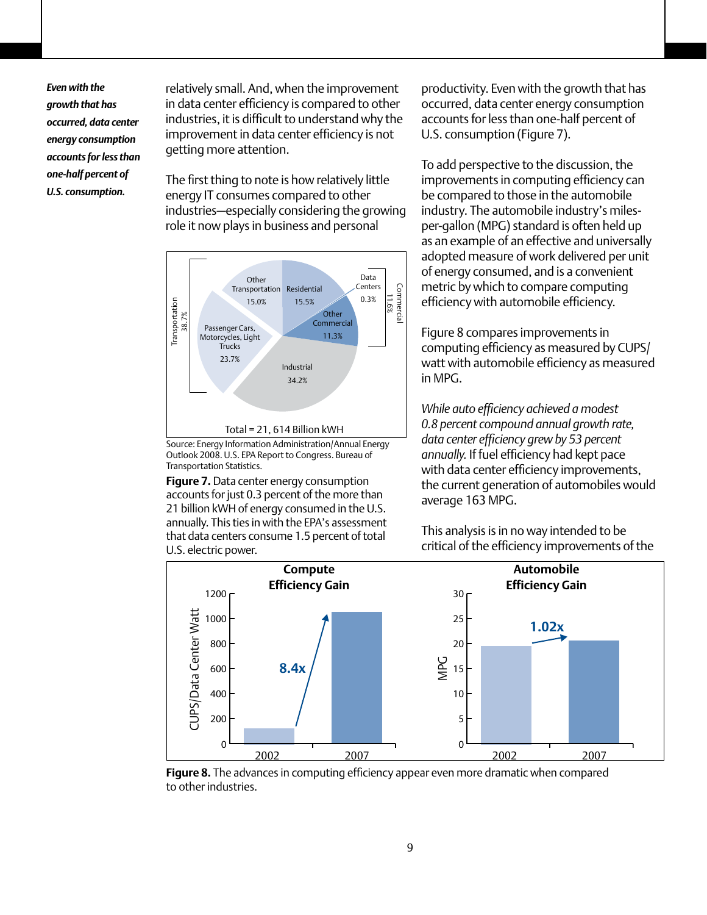*Even with the growth that has occurred, data center energy consumption accounts for less than one-half percent of U.S. consumption.*

relatively small. And, when the improvement in data center efficiency is compared to other industries, it is difficult to understand why the improvement in data center efficiency is not getting more attention.

The first thing to note is how relatively little energy IT consumes compared to other industries—especially considering the growing role it now plays in business and personal productivity. Even with the growth that has occurred, data center energy consumption accounts for less than one-half percent of U.S. consumption (Figure 7).

Source: Energy Information Administration/Annual Energy Outlook 2008. U.S. EPA Report to Congress. Bureau of Transportation Statistics.

**Figure 7.** Data center energy consumption accounts for just 0.3 percent of the more than 21 billion kWH of energy consumed in the U.S. annually. This ties in with the EPA's assessment that data centers consume 1.5 percent of total U.S. electric power.

To add perspective to the discussion, the improvements in computing efficiency can be compared to those in the automobile industry. The automobile industry's miles-per-gallon (MPG) standard is often held up as an example of an effective and universally adopted measure of work delivered per unit of energy consumed, and is a convenient metric by which to compare computing efficiency with automobile efficiency.

Figure 8 compares improvements in computing efficiency as measured by CUPS/watt with automobile efficiency as measured in MPG.

*While auto efficiency achieved a modest 0.8 percent compound annual growth rate, data center efficiency grew by 53 percent annually.* If fuel efficiency had kept pace with data center efficiency improvements, the current generation of automobiles would average 163 MPG.

This analysis is in no way intended to be critical of the efficiency improvements of the

**Figure 8.** The advances in computing efficiency appear even more dramatic when compared to other industries.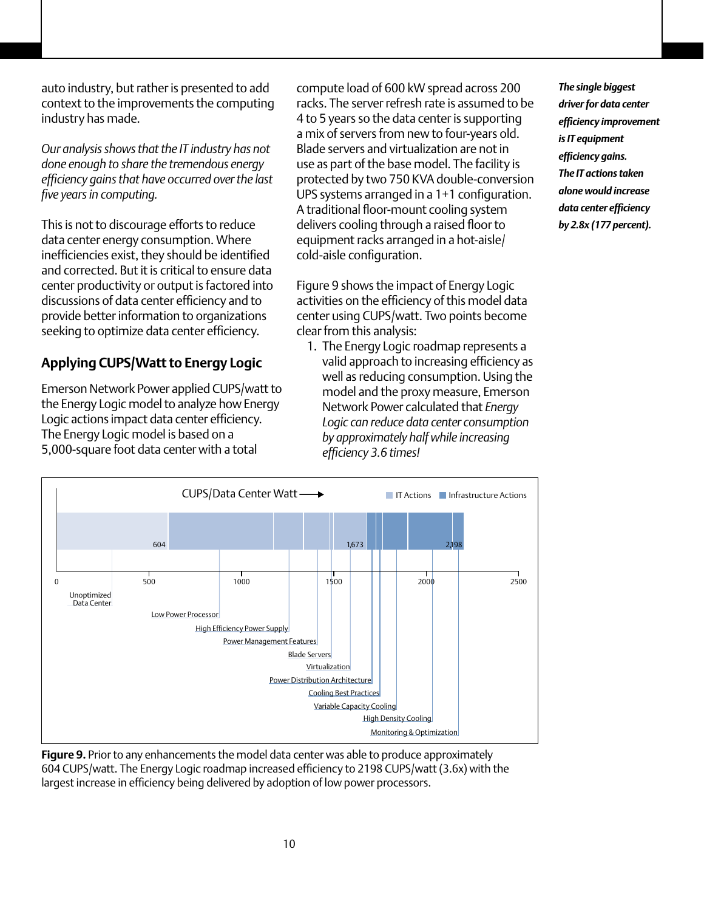auto industry, but rather is presented to add context to the improvements the computing industry has made.

*Our analysis shows that the IT industry has not done enough to share the tremendous energy efficiency gains that have occurred over the last five years in computing.*

This is not to discourage efforts to reduce data center energy consumption. Where inefficiencies exist, they should be identified and corrected. But it is critical to ensure data center productivity or output is factored into discussions of data center efficiency and to provide better information to organizations seeking to optimize data center efficiency.

## Applying CUPS/Watt to Energy Logic

Emerson Network Power applied CUPS/watt to the Energy Logic model to analyze how Energy Logic actions impact data center efficiency. The Energy Logic model is based on a 5,000-square foot data center with a total compute load of 600 kW spread across 200 racks. The server refresh rate is assumed to be 4 to 5 years so the data center is supporting a mix of servers from new to four-years old. Blade servers and virtualization are not in use as part of the base model. The facility is protected by two 750 KVA double-conversion UPS systems arranged in a 1+1 configuration. A traditional floor-mount cooling system delivers cooling through a raised floor to equipment racks arranged in a hot-aisle/cold-aisle configuration.

Figure 9 shows the impact of Energy Logic activities on the efficiency of this model data center using CUPS/watt. Two points become clear from this analysis:

1. The Energy Logic roadmap represents a valid approach to increasing efficiency as well as reducing consumption. Using the model and the proxy measure, Emerson Network Power calculated that *Energy Logic can reduce data center consumption by approximately half while increasing efficiency 3.6 times!*

***The single biggest driver for data center efficiency improvement is IT equipment efficiency gains. The IT actions taken alone would increase data center efficiency by 2.8x (177 percent).***

CUPS/Data Center Watt → | IT Actions | Infrastructure Actions

604 | 1,673 | 2,198

0 | 500 | 1000 | 1500 | 2000 | 2500

Unoptimized Data Center; Low Power Processor; High Efficiency Power Supply; Power Management Features; Blade Servers; Virtualization; Power Distribution Architecture; Cooling Best Practices; Variable Capacity Cooling; High Density Cooling; Monitoring & Optimization

**Figure 9.** Prior to any enhancements the model data center was able to produce approximately 604 CUPS/watt. The Energy Logic roadmap increased efficiency to 2198 CUPS/watt (3.6x) with the largest increase in efficiency being delivered by adoption of low power processors.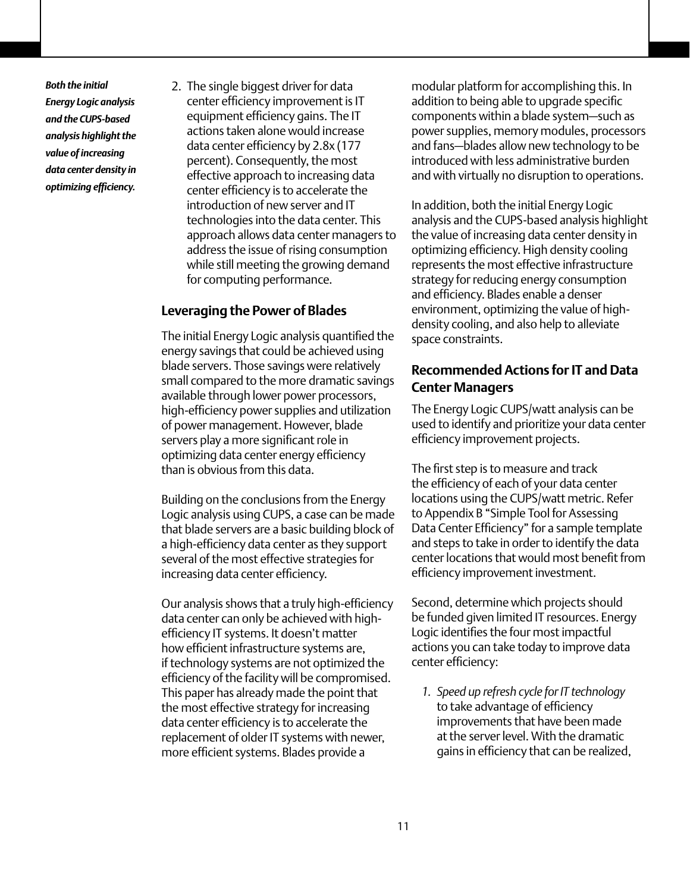*Both the initial Energy Logic analysis and the CUPS-based analysis highlight the value of increasing data center density in optimizing efficiency.*

2. The single biggest driver for data center efficiency improvement is IT equipment efficiency gains. The IT actions taken alone would increase data center efficiency by 2.8x (177 percent). Consequently, the most effective approach to increasing data center efficiency is to accelerate the introduction of new server and IT technologies into the data center. This approach allows data center managers to address the issue of rising consumption while still meeting the growing demand for computing performance.

## Leveraging the Power of Blades

The initial Energy Logic analysis quantified the energy savings that could be achieved using blade servers. Those savings were relatively small compared to the more dramatic savings available through lower power processors, high-efficiency power supplies and utilization of power management. However, blade servers play a more significant role in optimizing data center energy efficiency than is obvious from this data.

Building on the conclusions from the Energy Logic analysis using CUPS, a case can be made that blade servers are a basic building block of a high-efficiency data center as they support several of the most effective strategies for increasing data center efficiency.

Our analysis shows that a truly high-efficiency data center can only be achieved with high-efficiency IT systems. It doesn't matter how efficient infrastructure systems are, if technology systems are not optimized the efficiency of the facility will be compromised. This paper has already made the point that the most effective strategy for increasing data center efficiency is to accelerate the replacement of older IT systems with newer, more efficient systems. Blades provide a modular platform for accomplishing this. In addition to being able to upgrade specific components within a blade system—such as power supplies, memory modules, processors and fans—blades allow new technology to be introduced with less administrative burden and with virtually no disruption to operations.

In addition, both the initial Energy Logic analysis and the CUPS-based analysis highlight the value of increasing data center density in optimizing efficiency. High density cooling represents the most effective infrastructure strategy for reducing energy consumption and efficiency. Blades enable a denser environment, optimizing the value of high-density cooling, and also help to alleviate space constraints.

## Recommended Actions for IT and Data Center Managers

The Energy Logic CUPS/watt analysis can be used to identify and prioritize your data center efficiency improvement projects.

The first step is to measure and track the efficiency of each of your data center locations using the CUPS/watt metric. Refer to Appendix B "Simple Tool for Assessing Data Center Efficiency" for a sample template and steps to take in order to identify the data center locations that would most benefit from efficiency improvement investment.

Second, determine which projects should be funded given limited IT resources. Energy Logic identifies the four most impactful actions you can take today to improve data center efficiency:

1. *Speed up refresh cycle for IT technology* to take advantage of efficiency improvements that have been made at the server level. With the dramatic gains in efficiency that can be realized,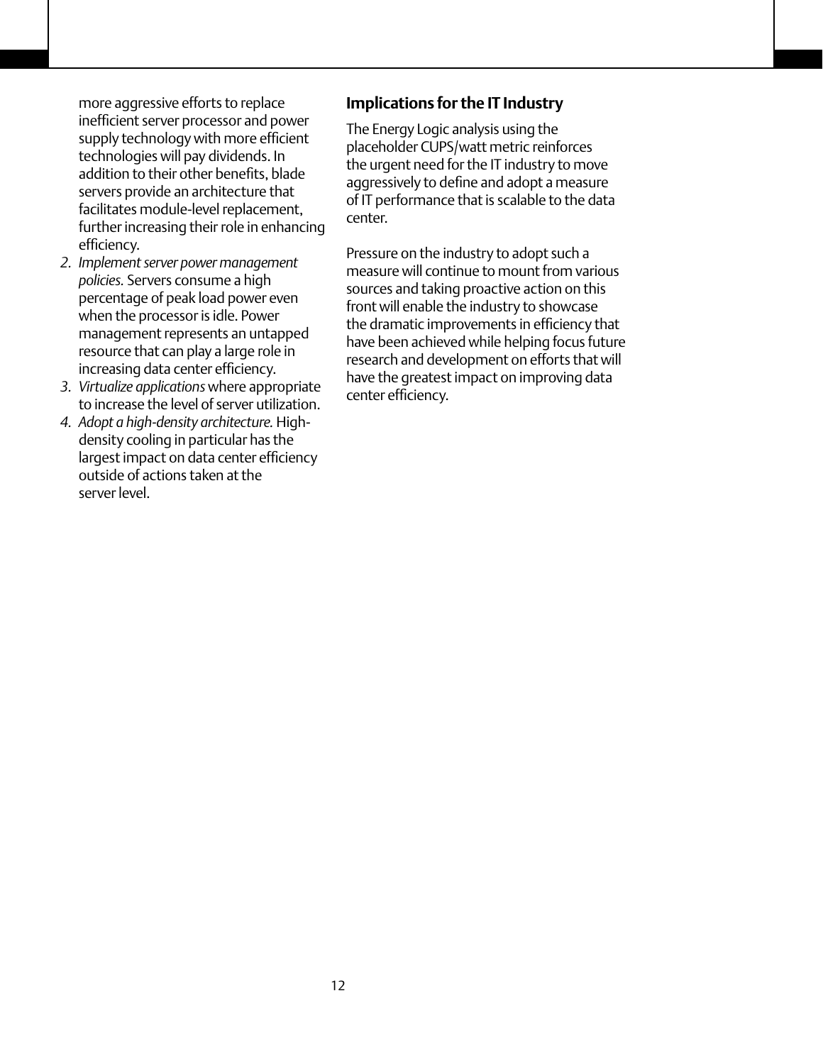more aggressive efforts to replace inefficient server processor and power supply technology with more efficient technologies will pay dividends. In addition to their other benefits, blade servers provide an architecture that facilitates module-level replacement, further increasing their role in enhancing efficiency.

2. *Implement server power management policies.* Servers consume a high percentage of peak load power even when the processor is idle. Power management represents an untapped resource that can play a large role in increasing data center efficiency.
3. *Virtualize applications* where appropriate to increase the level of server utilization.
4. *Adopt a high-density architecture.* High-density cooling in particular has the largest impact on data center efficiency outside of actions taken at the server level.

## Implications for the IT Industry

The Energy Logic analysis using the placeholder CUPS/watt metric reinforces the urgent need for the IT industry to move aggressively to define and adopt a measure of IT performance that is scalable to the data center.

Pressure on the industry to adopt such a measure will continue to mount from various sources and taking proactive action on this front will enable the industry to showcase the dramatic improvements in efficiency that have been achieved while helping focus future research and development on efforts that will have the greatest impact on improving data center efficiency.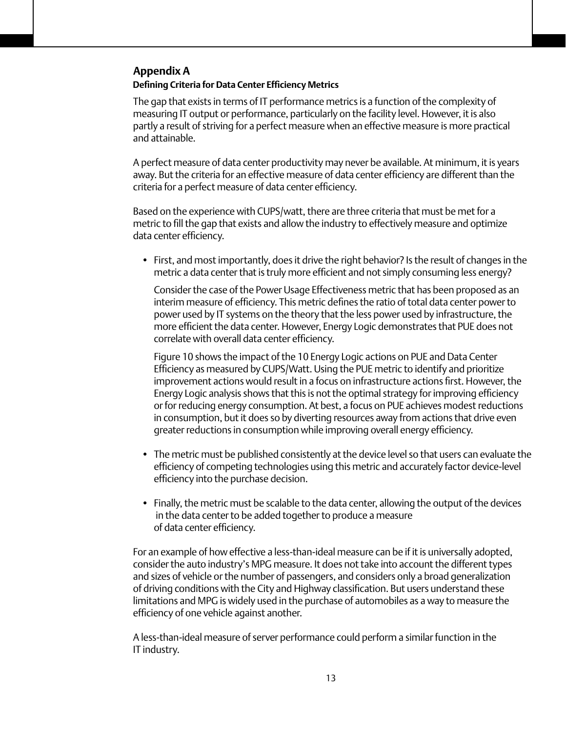## Appendix A

### Defining Criteria for Data Center Efficiency Metrics

The gap that exists in terms of IT performance metrics is a function of the complexity of measuring IT output or performance, particularly on the facility level. However, it is also partly a result of striving for a perfect measure when an effective measure is more practical and attainable.

A perfect measure of data center productivity may never be available. At minimum, it is years away. But the criteria for an effective measure of data center efficiency are different than the criteria for a perfect measure of data center efficiency.

Based on the experience with CUPS/watt, there are three criteria that must be met for a metric to fill the gap that exists and allow the industry to effectively measure and optimize data center efficiency.

- First, and most importantly, does it drive the right behavior? Is the result of changes in the metric a data center that is truly more efficient and not simply consuming less energy?

  Consider the case of the Power Usage Effectiveness metric that has been proposed as an interim measure of efficiency. This metric defines the ratio of total data center power to power used by IT systems on the theory that the less power used by infrastructure, the more efficient the data center. However, Energy Logic demonstrates that PUE does not correlate with overall data center efficiency.

  Figure 10 shows the impact of the 10 Energy Logic actions on PUE and Data Center Efficiency as measured by CUPS/Watt. Using the PUE metric to identify and prioritize improvement actions would result in a focus on infrastructure actions first. However, the Energy Logic analysis shows that this is not the optimal strategy for improving efficiency or for reducing energy consumption. At best, a focus on PUE achieves modest reductions in consumption, but it does so by diverting resources away from actions that drive even greater reductions in consumption while improving overall energy efficiency.

- The metric must be published consistently at the device level so that users can evaluate the efficiency of competing technologies using this metric and accurately factor device-level efficiency into the purchase decision.

- Finally, the metric must be scalable to the data center, allowing the output of the devices in the data center to be added together to produce a measure of data center efficiency.

For an example of how effective a less-than-ideal measure can be if it is universally adopted, consider the auto industry's MPG measure. It does not take into account the different types and sizes of vehicle or the number of passengers, and considers only a broad generalization of driving conditions with the City and Highway classification. But users understand these limitations and MPG is widely used in the purchase of automobiles as a way to measure the efficiency of one vehicle against another.

A less-than-ideal measure of server performance could perform a similar function in the IT industry.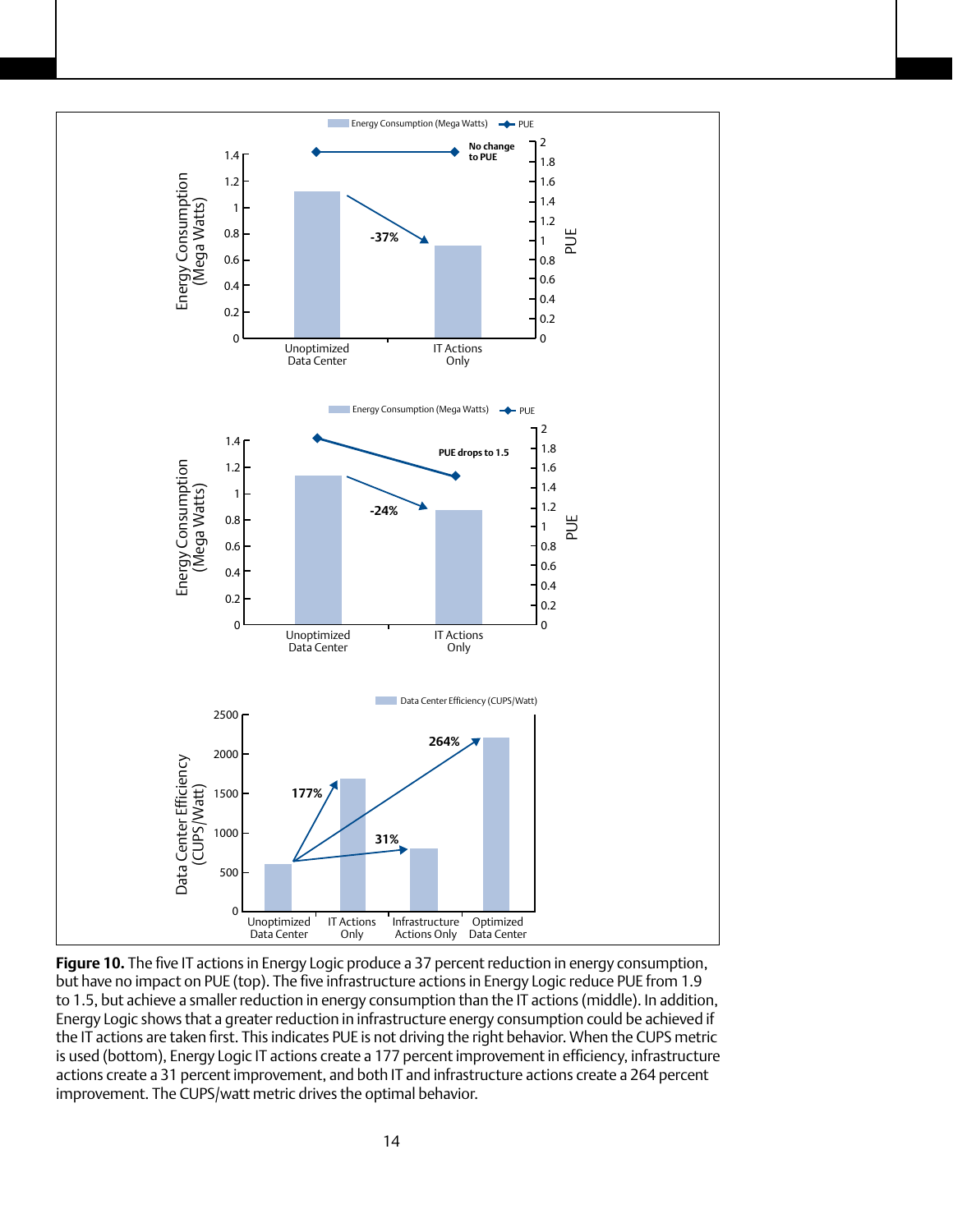**Figure 10.** The five IT actions in Energy Logic produce a 37 percent reduction in energy consumption, but have no impact on PUE (top). The five infrastructure actions in Energy Logic reduce PUE from 1.9 to 1.5, but achieve a smaller reduction in energy consumption than the IT actions (middle). In addition, Energy Logic shows that a greater reduction in infrastructure energy consumption could be achieved if the IT actions are taken first. This indicates PUE is not driving the right behavior. When the CUPS metric is used (bottom), Energy Logic IT actions create a 177 percent improvement in efficiency, infrastructure actions create a 31 percent improvement, and both IT and infrastructure actions create a 264 percent improvement. The CUPS/watt metric drives the optimal behavior.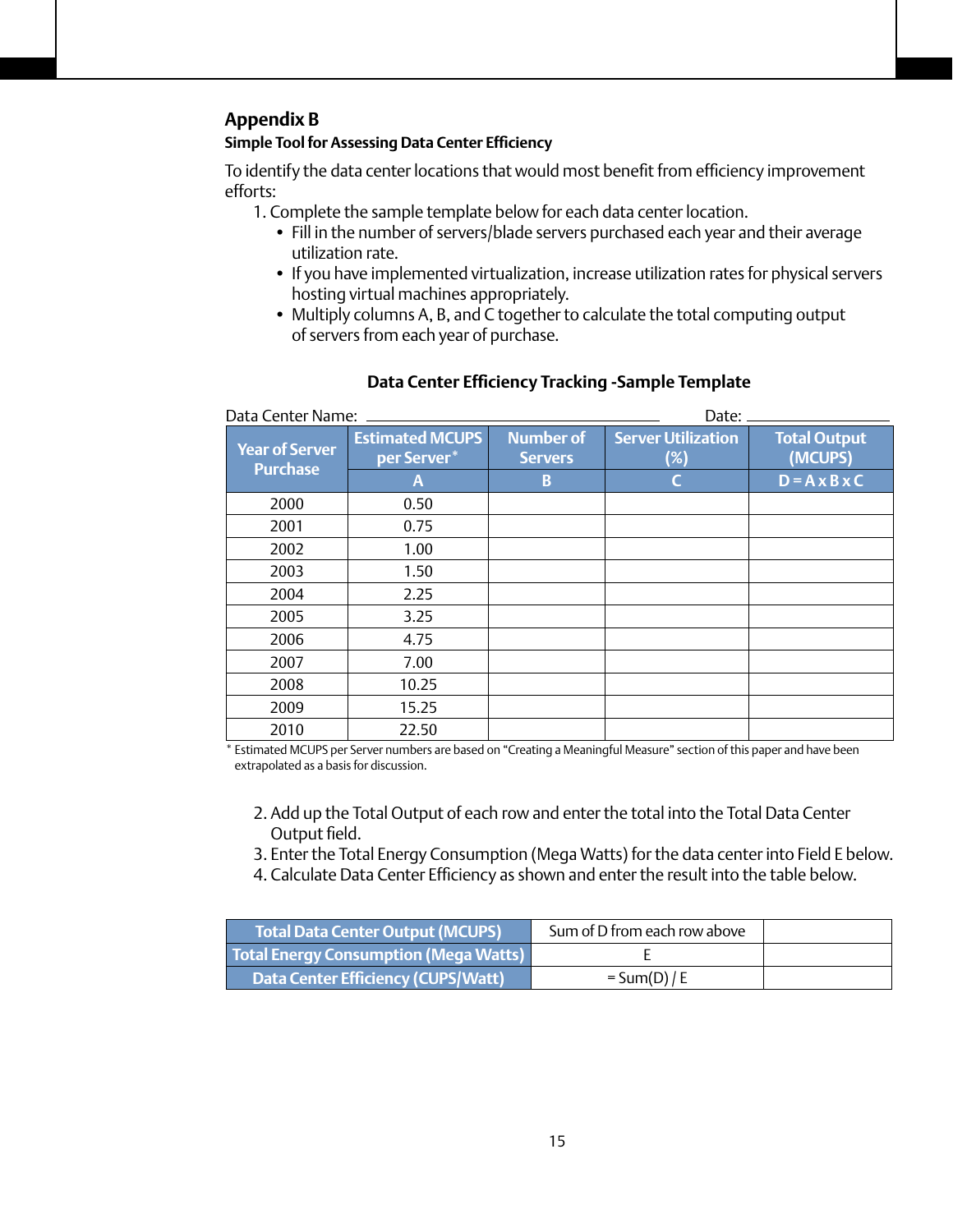## Appendix B

### Simple Tool for Assessing Data Center Efficiency

To identify the data center locations that would most benefit from efficiency improvement efforts:

1. Complete the sample template below for each data center location.
   - Fill in the number of servers/blade servers purchased each year and their average utilization rate.
   - If you have implemented virtualization, increase utilization rates for physical servers hosting virtual machines appropriately.
   - Multiply columns A, B, and C together to calculate the total computing output of servers from each year of purchase.

**Data Center Efficiency Tracking -Sample Template**

Data Center Name: ______________________ Date: ____________

| Year of Server Purchase | Estimated MCUPS per Server* | Number of Servers | Server Utilization (%) | Total Output (MCUPS) |
|---|---|---|---|---|
| | A | B | C | D = A x B x C |
| 2000 | 0.50 | | | |
| 2001 | 0.75 | | | |
| 2002 | 1.00 | | | |
| 2003 | 1.50 | | | |
| 2004 | 2.25 | | | |
| 2005 | 3.25 | | | |
| 2006 | 4.75 | | | |
| 2007 | 7.00 | | | |
| 2008 | 10.25 | | | |
| 2009 | 15.25 | | | |
| 2010 | 22.50 | | | |

* Estimated MCUPS per Server numbers are based on "Creating a Meaningful Measure" section of this paper and have been extrapolated as a basis for discussion.

2. Add up the Total Output of each row and enter the total into the Total Data Center Output field.
3. Enter the Total Energy Consumption (Mega Watts) for the data center into Field E below.
4. Calculate Data Center Efficiency as shown and enter the result into the table below.

| | | |
|---|---|---|
| **Total Data Center Output (MCUPS)** | Sum of D from each row above | |
| **Total Energy Consumption (Mega Watts)** | E | |
| **Data Center Efficiency (CUPS/Watt)** | = Sum(D) / E | |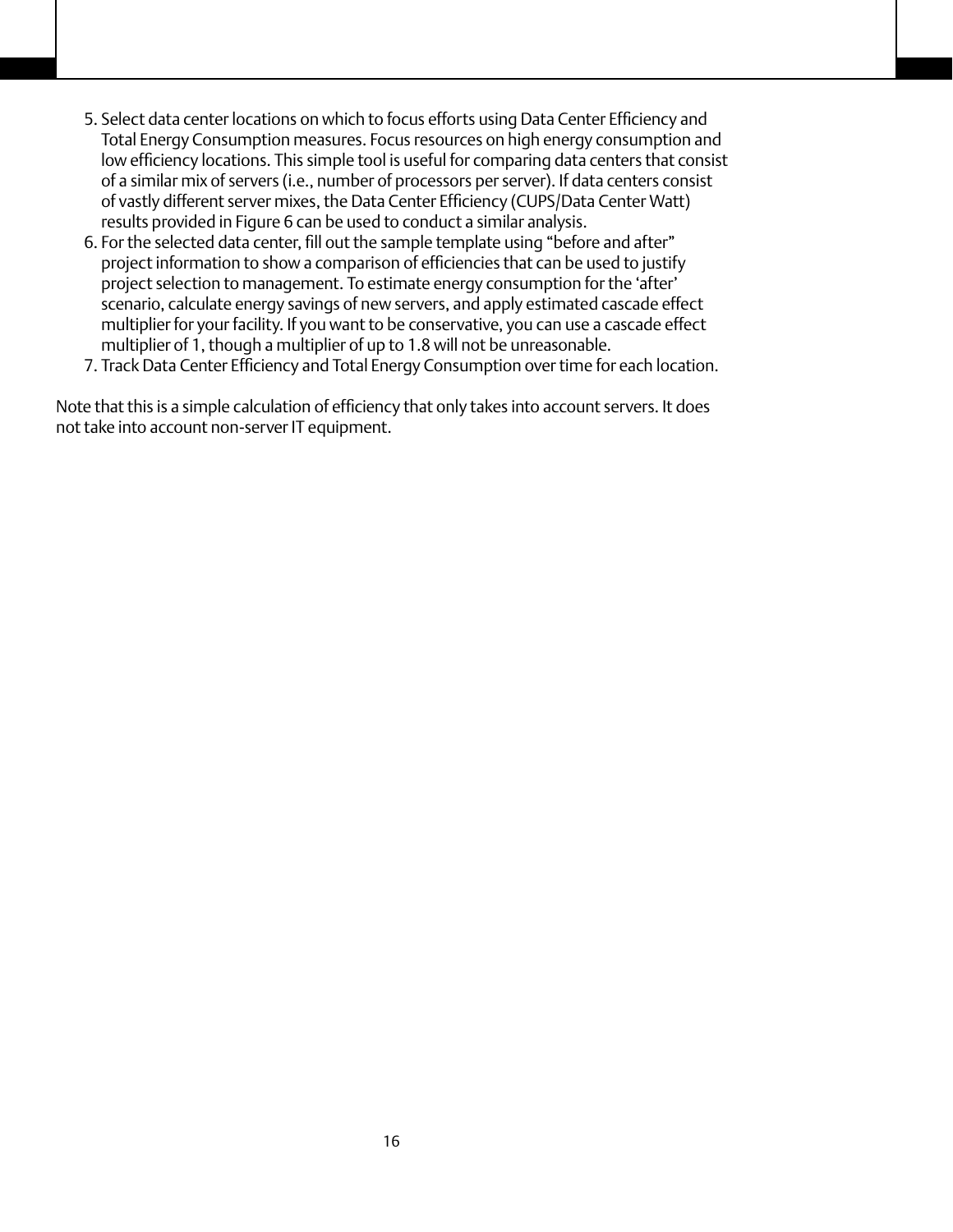5. Select data center locations on which to focus efforts using Data Center Efficiency and Total Energy Consumption measures. Focus resources on high energy consumption and low efficiency locations. This simple tool is useful for comparing data centers that consist of a similar mix of servers (i.e., number of processors per server). If data centers consist of vastly different server mixes, the Data Center Efficiency (CUPS/Data Center Watt) results provided in Figure 6 can be used to conduct a similar analysis.
6. For the selected data center, fill out the sample template using "before and after" project information to show a comparison of efficiencies that can be used to justify project selection to management. To estimate energy consumption for the 'after' scenario, calculate energy savings of new servers, and apply estimated cascade effect multiplier for your facility. If you want to be conservative, you can use a cascade effect multiplier of 1, though a multiplier of up to 1.8 will not be unreasonable.
7. Track Data Center Efficiency and Total Energy Consumption over time for each location.

Note that this is a simple calculation of efficiency that only takes into account servers. It does not take into account non-server IT equipment.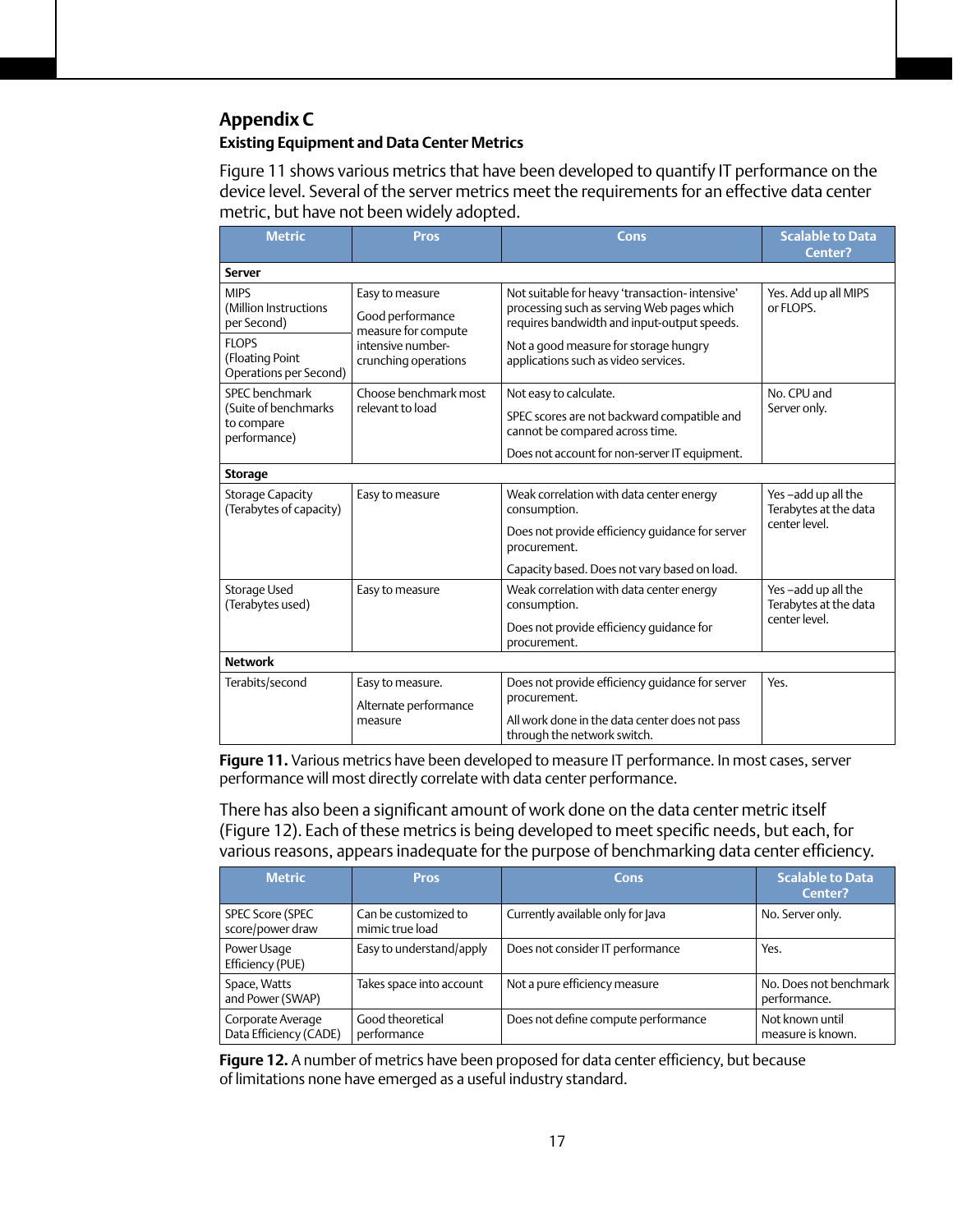## Appendix C

### Existing Equipment and Data Center Metrics

Figure 11 shows various metrics that have been developed to quantify IT performance on the device level. Several of the server metrics meet the requirements for an effective data center metric, but have not been widely adopted.

| Metric | Pros | Cons | Scalable to Data Center? |
|---|---|---|---|
| **Server** | | | |
| MIPS (Million Instructions per Second) | Easy to measure<br><br>Good performance measure for compute intensive number-crunching operations | Not suitable for heavy 'transaction- intensive' processing such as serving Web pages which requires bandwidth and input-output speeds.<br><br>Not a good measure for storage hungry applications such as video services. | Yes. Add up all MIPS or FLOPS. |
| FLOPS (Floating Point Operations per Second) | | | |
| SPEC benchmark (Suite of benchmarks to compare performance) | Choose benchmark most relevant to load | Not easy to calculate.<br><br>SPEC scores are not backward compatible and cannot be compared across time.<br><br>Does not account for non-server IT equipment. | No. CPU and Server only. |
| **Storage** | | | |
| Storage Capacity (Terabytes of capacity) | Easy to measure | Weak correlation with data center energy consumption.<br><br>Does not provide efficiency guidance for server procurement.<br><br>Capacity based. Does not vary based on load. | Yes –add up all the Terabytes at the data center level. |
| Storage Used (Terabytes used) | Easy to measure | Weak correlation with data center energy consumption.<br><br>Does not provide efficiency guidance for procurement. | Yes –add up all the Terabytes at the data center level. |
| **Network** | | | |
| Terabits/second | Easy to measure.<br><br>Alternate performance measure | Does not provide efficiency guidance for server procurement.<br><br>All work done in the data center does not pass through the network switch. | Yes. |

**Figure 11.** Various metrics have been developed to measure IT performance. In most cases, server performance will most directly correlate with data center performance.

There has also been a significant amount of work done on the data center metric itself (Figure 12). Each of these metrics is being developed to meet specific needs, but each, for various reasons, appears inadequate for the purpose of benchmarking data center efficiency.

| Metric | Pros | Cons | Scalable to Data Center? |
|---|---|---|---|
| SPEC Score (SPEC score/power draw | Can be customized to mimic true load | Currently available only for Java | No. Server only. |
| Power Usage Efficiency (PUE) | Easy to understand/apply | Does not consider IT performance | Yes. |
| Space, Watts and Power (SWAP) | Takes space into account | Not a pure efficiency measure | No. Does not benchmark performance. |
| Corporate Average Data Efficiency (CADE) | Good theoretical performance | Does not define compute performance | Not known until measure is known. |

**Figure 12.** A number of metrics have been proposed for data center efficiency, but because of limitations none have emerged as a useful industry standard.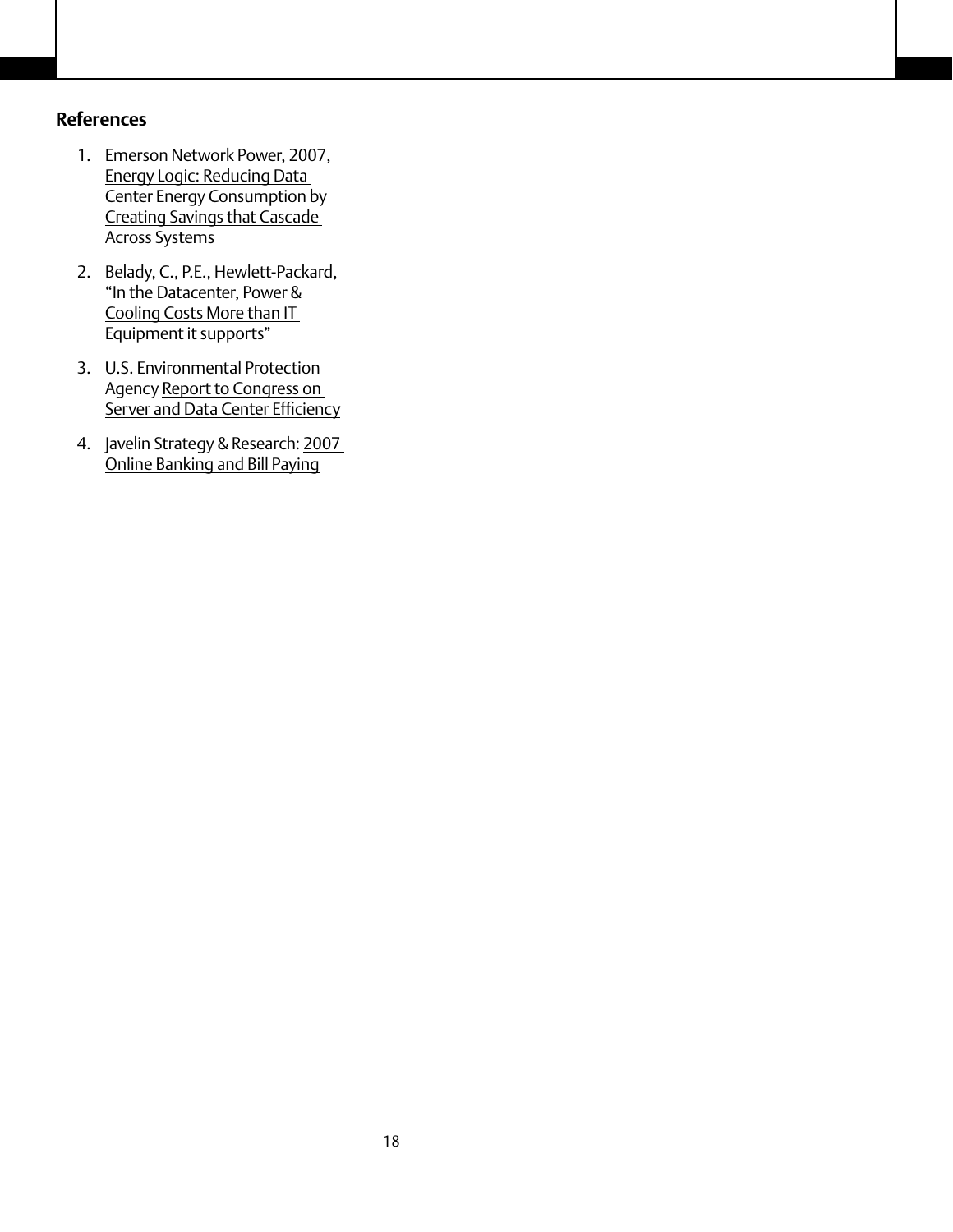## References

1. Emerson Network Power, 2007, Energy Logic: Reducing Data Center Energy Consumption by Creating Savings that Cascade Across Systems
2. Belady, C., P.E., Hewlett-Packard, "In the Datacenter, Power & Cooling Costs More than IT Equipment it supports"
3. U.S. Environmental Protection Agency Report to Congress on Server and Data Center Efficiency
4. Javelin Strategy & Research: 2007 Online Banking and Bill Paying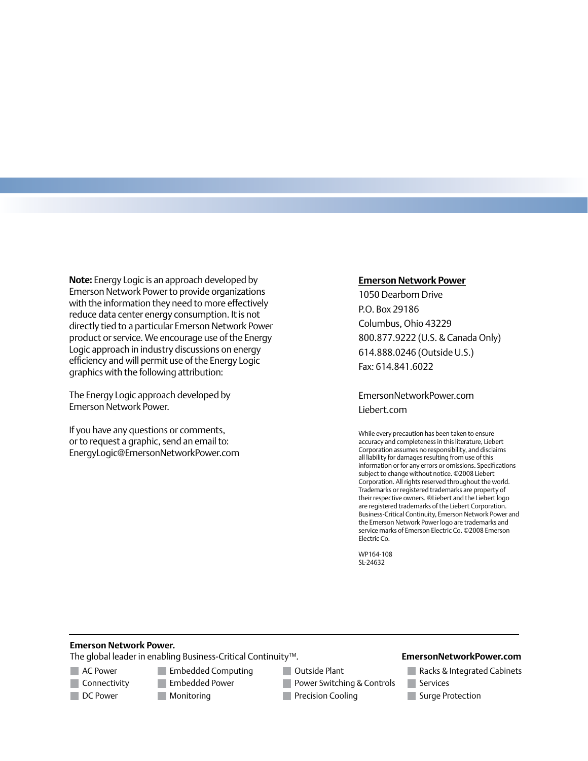**Note:** Energy Logic is an approach developed by Emerson Network Power to provide organizations with the information they need to more effectively reduce data center energy consumption. It is not directly tied to a particular Emerson Network Power product or service. We encourage use of the Energy Logic approach in industry discussions on energy efficiency and will permit use of the Energy Logic graphics with the following attribution:

The Energy Logic approach developed by Emerson Network Power.

If you have any questions or comments, or to request a graphic, send an email to: EnergyLogic@EmersonNetworkPower.com

**Emerson Network Power**
1050 Dearborn Drive
P.O. Box 29186
Columbus, Ohio 43229
800.877.9222 (U.S. & Canada Only)
614.888.0246 (Outside U.S.)
Fax: 614.841.6022

EmersonNetworkPower.com
Liebert.com

While every precaution has been taken to ensure accuracy and completeness in this literature, Liebert Corporation assumes no responsibility, and disclaims all liability for damages resulting from use of this information or for any errors or omissions. Specifications subject to change without notice. ©2008 Liebert Corporation. All rights reserved throughout the world. Trademarks or registered trademarks are property of their respective owners. ®Liebert and the Liebert logo are registered trademarks of the Liebert Corporation. Business-Critical Continuity, Emerson Network Power and the Emerson Network Power logo are trademarks and service marks of Emerson Electric Co. ©2008 Emerson Electric Co.

WP164-108
SL-24632

**Emerson Network Power.**
The global leader in enabling Business-Critical Continuity™.

**EmersonNetworkPower.com**

- AC Power
- Connectivity
- DC Power
- Embedded Computing
- Embedded Power
- Monitoring
- Outside Plant
- Power Switching & Controls
- Precision Cooling
- Racks & Integrated Cabinets
- Services
- Surge Protection